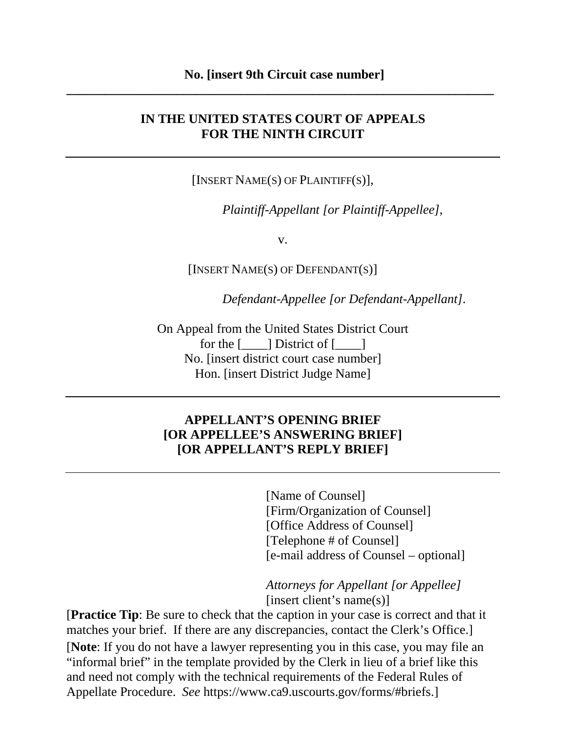**No. [insert 9th Circuit case number]**

---

**IN THE UNITED STATES COURT OF APPEALS**
**FOR THE NINTH CIRCUIT**

---

[INSERT NAME(S) OF PLAINTIFF(S)],

*Plaintiff-Appellant [or Plaintiff-Appellee]*,

v.

[INSERT NAME(S) OF DEFENDANT(S)]

*Defendant-Appellee [or Defendant-Appellant]*.

On Appeal from the United States District Court
for the [____] District of [____]
No. [insert district court case number]
Hon. [insert District Judge Name]

---

**APPELLANT'S OPENING BRIEF**
**[OR APPELLEE'S ANSWERING BRIEF]**
**[OR APPELLANT'S REPLY BRIEF]**

---

[Name of Counsel]
[Firm/Organization of Counsel]
[Office Address of Counsel]
[Telephone # of Counsel]
[e-mail address of Counsel – optional]

*Attorneys for Appellant [or Appellee]*
[insert client's name(s)]

[**Practice Tip**: Be sure to check that the caption in your case is correct and that it matches your brief. If there are any discrepancies, contact the Clerk's Office.]

[**Note**: If you do not have a lawyer representing you in this case, you may file an "informal brief" in the template provided by the Clerk in lieu of a brief like this and need not comply with the technical requirements of the Federal Rules of Appellate Procedure. *See* https://www.ca9.uscourts.gov/forms/#briefs.]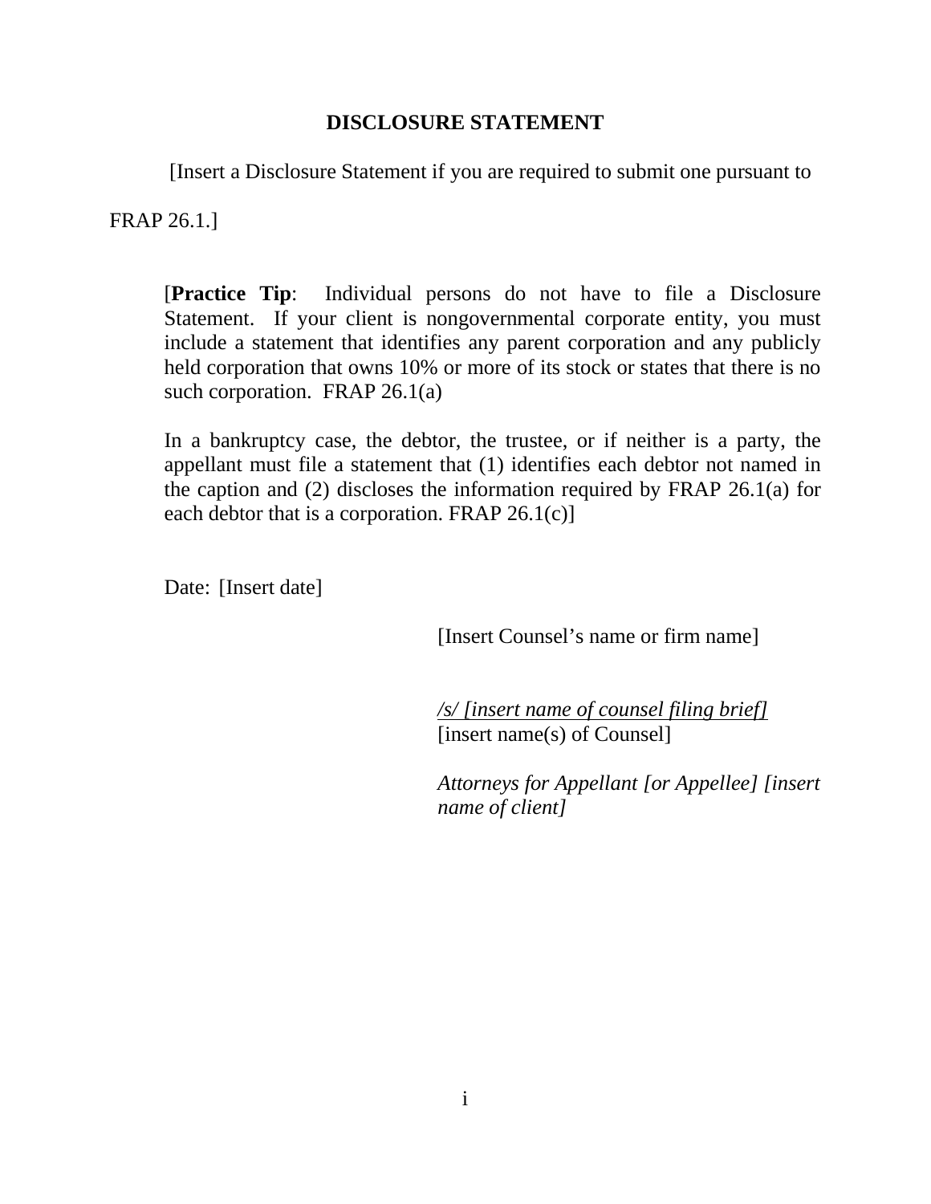# DISCLOSURE STATEMENT

[Insert a Disclosure Statement if you are required to submit one pursuant to FRAP 26.1.]

> [**Practice Tip**: Individual persons do not have to file a Disclosure Statement. If your client is nongovernmental corporate entity, you must include a statement that identifies any parent corporation and any publicly held corporation that owns 10% or more of its stock or states that there is no such corporation. FRAP 26.1(a)
>
> In a bankruptcy case, the debtor, the trustee, or if neither is a party, the appellant must file a statement that (1) identifies each debtor not named in the caption and (2) discloses the information required by FRAP 26.1(a) for each debtor that is a corporation. FRAP 26.1(c)]

Date: [Insert date]

[Insert Counsel's name or firm name]

*/s/ [insert name of counsel filing brief]*
[insert name(s) of Counsel]

*Attorneys for Appellant [or Appellee] [insert name of client]*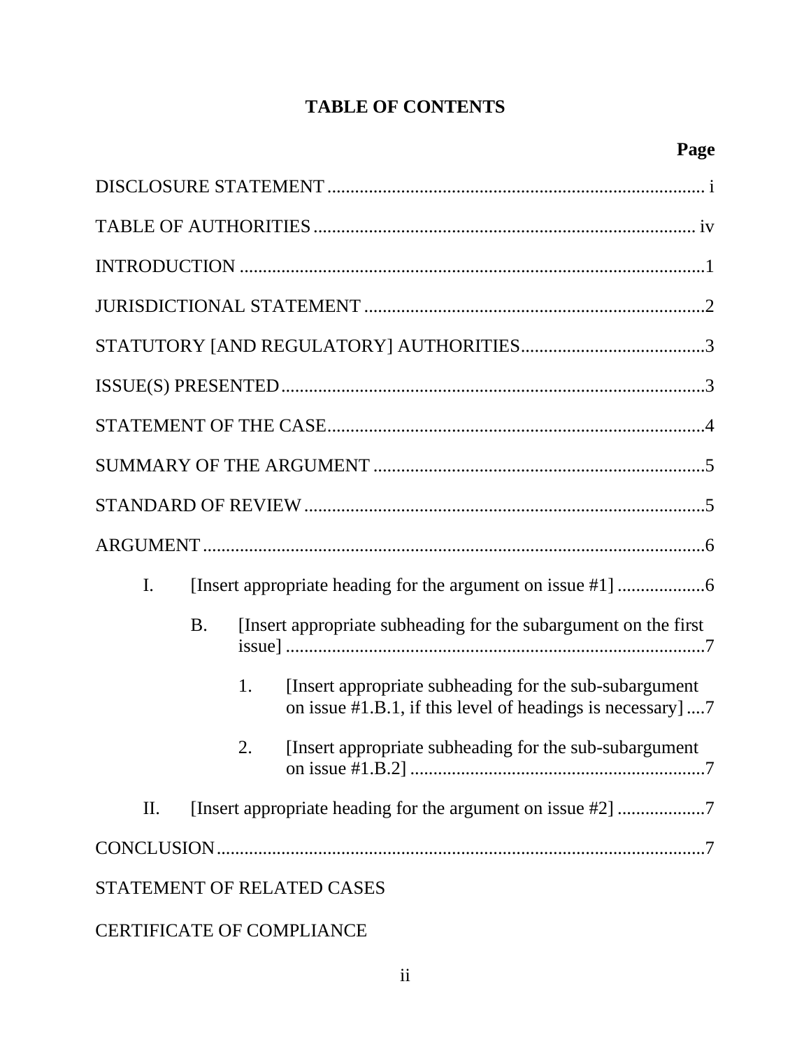# TABLE OF CONTENTS

| | Page |
|---|---|
| DISCLOSURE STATEMENT | i |
| TABLE OF AUTHORITIES | iv |
| INTRODUCTION | 1 |
| JURISDICTIONAL STATEMENT | 2 |
| STATUTORY [AND REGULATORY] AUTHORITIES | 3 |
| ISSUE(S) PRESENTED | 3 |
| STATEMENT OF THE CASE | 4 |
| SUMMARY OF THE ARGUMENT | 5 |
| STANDARD OF REVIEW | 5 |
| ARGUMENT | 6 |
| I. [Insert appropriate heading for the argument on issue #1] | 6 |
| B. [Insert appropriate subheading for the subargument on the first issue] | 7 |
| 1. [Insert appropriate subheading for the sub-subargument on issue #1.B.1, if this level of headings is necessary] | 7 |
| 2. [Insert appropriate subheading for the sub-subargument on issue #1.B.2] | 7 |
| II. [Insert appropriate heading for the argument on issue #2] | 7 |
| CONCLUSION | 7 |
| STATEMENT OF RELATED CASES | |
| CERTIFICATE OF COMPLIANCE | |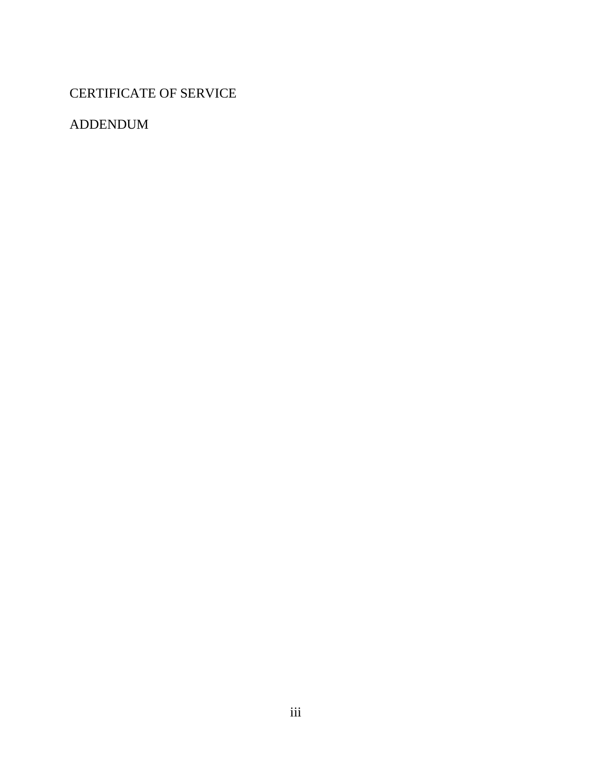CERTIFICATE OF SERVICE

ADDENDUM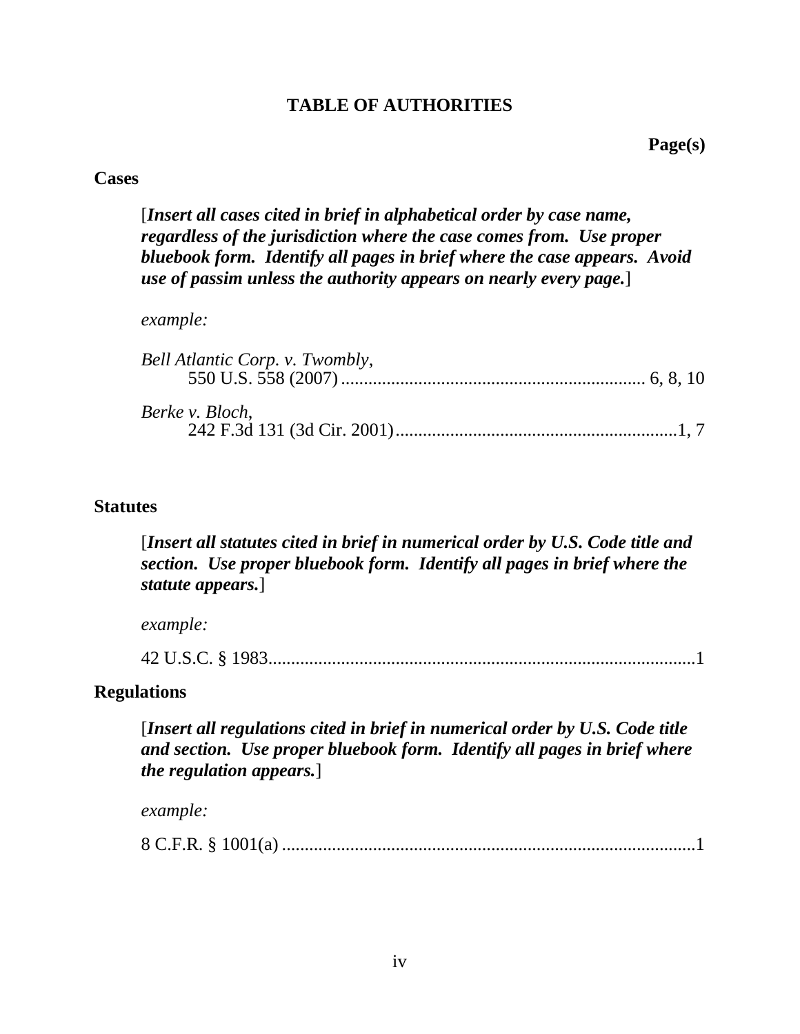# TABLE OF AUTHORITIES

**Page(s)**

## Cases

[***Insert all cases cited in brief in alphabetical order by case name, regardless of the jurisdiction where the case comes from. Use proper bluebook form. Identify all pages in brief where the case appears. Avoid use of passim unless the authority appears on nearly every page.***]

*example:*

*Bell Atlantic Corp. v. Twombly*,
550 U.S. 558 (2007) .................................................................. 6, 8, 10

*Berke v. Bloch*,
242 F.3d 131 (3d Cir. 2001) ..............................................................1, 7

## Statutes

[***Insert all statutes cited in brief in numerical order by U.S. Code title and section. Use proper bluebook form. Identify all pages in brief where the statute appears.***]

*example:*

42 U.S.C. § 1983.............................................................................................1

## Regulations

[***Insert all regulations cited in brief in numerical order by U.S. Code title and section. Use proper bluebook form. Identify all pages in brief where the regulation appears.***]

*example:*

8 C.F.R. § 1001(a) ...........................................................................................1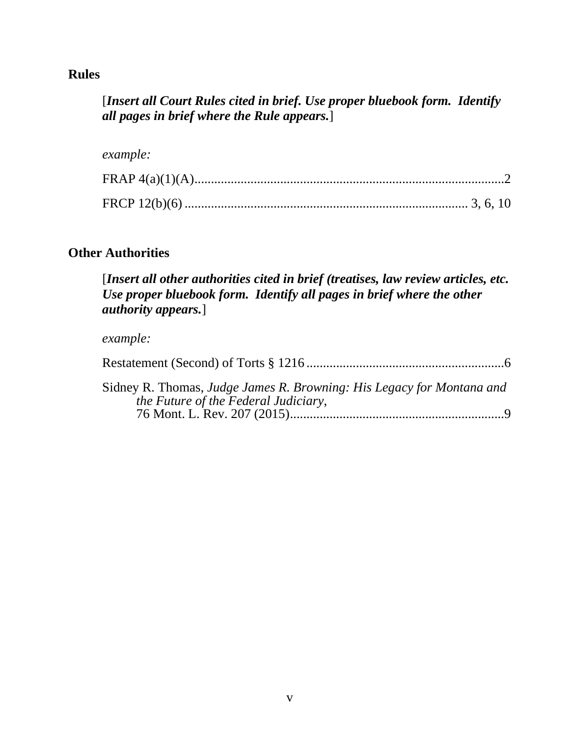**Rules**

[***Insert all Court Rules cited in brief. Use proper bluebook form. Identify all pages in brief where the Rule appears.***]

*example:*

FRAP 4(a)(1)(A)...............................................................................................2

FRCP 12(b)(6) .................................................................................... 3, 6, 10

**Other Authorities**

[***Insert all other authorities cited in brief (treatises, law review articles, etc. Use proper bluebook form. Identify all pages in brief where the other authority appears.***]

*example:*

Restatement (Second) of Torts § 1216 ............................................................6

Sidney R. Thomas, *Judge James R. Browning: His Legacy for Montana and the Future of the Federal Judiciary*, 76 Mont. L. Rev. 207 (2015)..................................................................9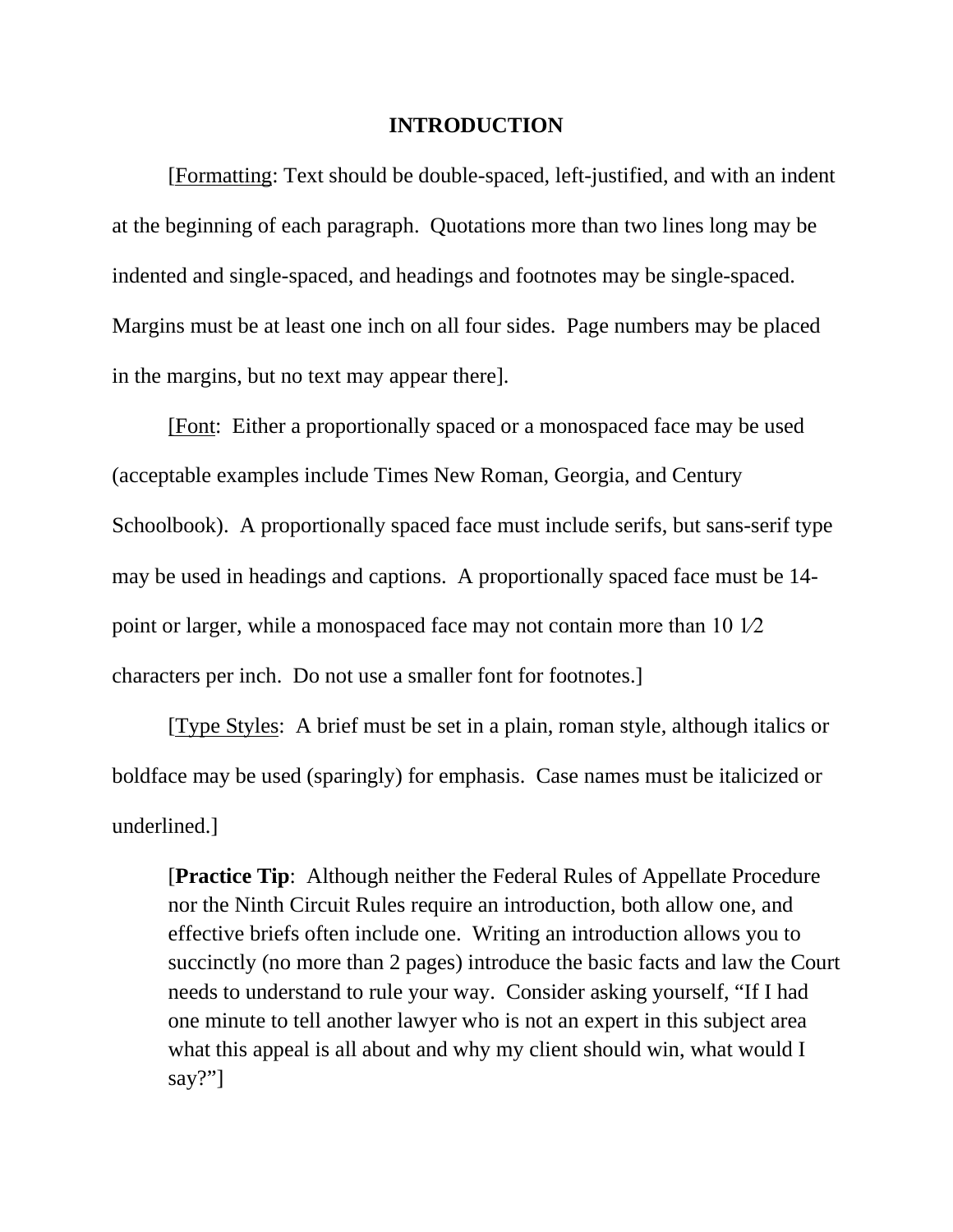## INTRODUCTION

[Formatting: Text should be double-spaced, left-justified, and with an indent at the beginning of each paragraph. Quotations more than two lines long may be indented and single-spaced, and headings and footnotes may be single-spaced. Margins must be at least one inch on all four sides. Page numbers may be placed in the margins, but no text may appear there].

[Font: Either a proportionally spaced or a monospaced face may be used (acceptable examples include Times New Roman, Georgia, and Century Schoolbook). A proportionally spaced face must include serifs, but sans-serif type may be used in headings and captions. A proportionally spaced face must be 14-point or larger, while a monospaced face may not contain more than 10 1⁄2 characters per inch. Do not use a smaller font for footnotes.]

[Type Styles: A brief must be set in a plain, roman style, although italics or boldface may be used (sparingly) for emphasis. Case names must be italicized or underlined.]

> [**Practice Tip**: Although neither the Federal Rules of Appellate Procedure nor the Ninth Circuit Rules require an introduction, both allow one, and effective briefs often include one. Writing an introduction allows you to succinctly (no more than 2 pages) introduce the basic facts and law the Court needs to understand to rule your way. Consider asking yourself, "If I had one minute to tell another lawyer who is not an expert in this subject area what this appeal is all about and why my client should win, what would I say?"]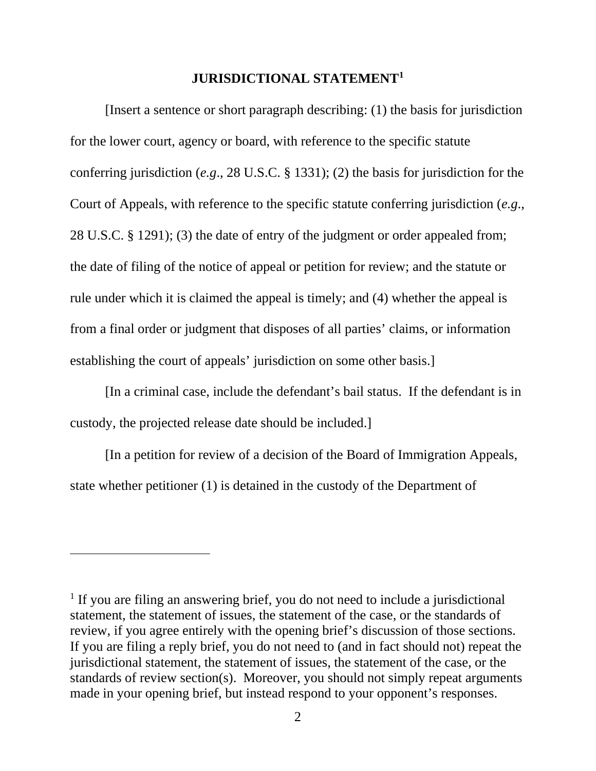# JURISDICTIONAL STATEMENT[1]

[Insert a sentence or short paragraph describing: (1) the basis for jurisdiction for the lower court, agency or board, with reference to the specific statute conferring jurisdiction (*e.g.*, 28 U.S.C. § 1331); (2) the basis for jurisdiction for the Court of Appeals, with reference to the specific statute conferring jurisdiction (*e.g.*, 28 U.S.C. § 1291); (3) the date of entry of the judgment or order appealed from; the date of filing of the notice of appeal or petition for review; and the statute or rule under which it is claimed the appeal is timely; and (4) whether the appeal is from a final order or judgment that disposes of all parties' claims, or information establishing the court of appeals' jurisdiction on some other basis.]

[In a criminal case, include the defendant's bail status. If the defendant is in custody, the projected release date should be included.]

[In a petition for review of a decision of the Board of Immigration Appeals, state whether petitioner (1) is detained in the custody of the Department of

---

[1] If you are filing an answering brief, you do not need to include a jurisdictional statement, the statement of issues, the statement of the case, or the standards of review, if you agree entirely with the opening brief's discussion of those sections. If you are filing a reply brief, you do not need to (and in fact should not) repeat the jurisdictional statement, the statement of issues, the statement of the case, or the standards of review section(s). Moreover, you should not simply repeat arguments made in your opening brief, but instead respond to your opponent's responses.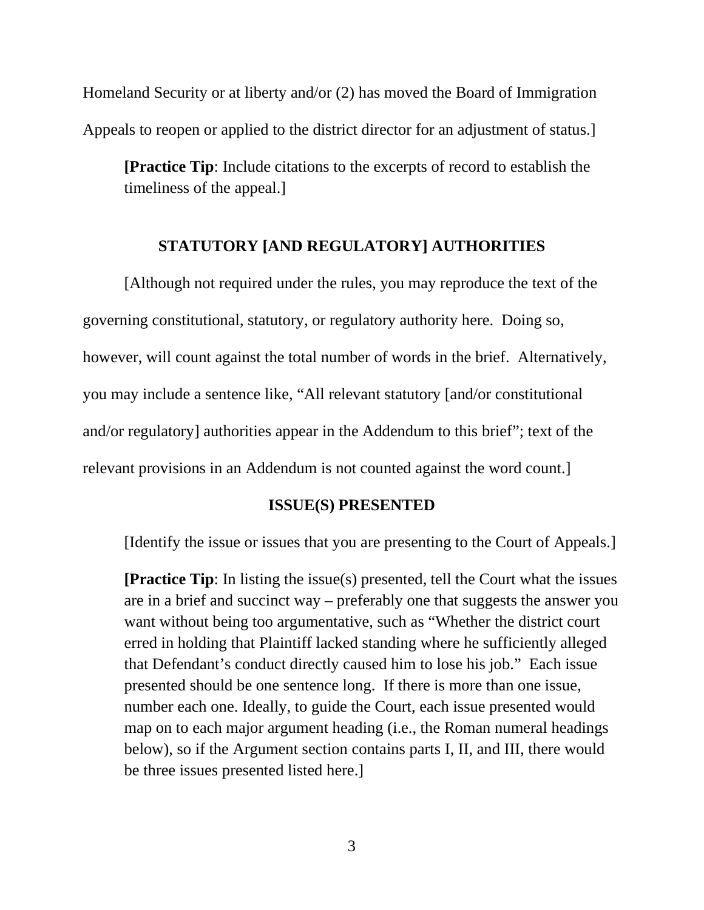Homeland Security or at liberty and/or (2) has moved the Board of Immigration Appeals to reopen or applied to the district director for an adjustment of status.]

> **[Practice Tip**: Include citations to the excerpts of record to establish the timeliness of the appeal.]

## STATUTORY [AND REGULATORY] AUTHORITIES

[Although not required under the rules, you may reproduce the text of the governing constitutional, statutory, or regulatory authority here. Doing so, however, will count against the total number of words in the brief. Alternatively, you may include a sentence like, "All relevant statutory [and/or constitutional and/or regulatory] authorities appear in the Addendum to this brief"; text of the relevant provisions in an Addendum is not counted against the word count.]

## ISSUE(S) PRESENTED

[Identify the issue or issues that you are presenting to the Court of Appeals.]

> **[Practice Tip**: In listing the issue(s) presented, tell the Court what the issues are in a brief and succinct way – preferably one that suggests the answer you want without being too argumentative, such as "Whether the district court erred in holding that Plaintiff lacked standing where he sufficiently alleged that Defendant's conduct directly caused him to lose his job." Each issue presented should be one sentence long. If there is more than one issue, number each one. Ideally, to guide the Court, each issue presented would map on to each major argument heading (i.e., the Roman numeral headings below), so if the Argument section contains parts I, II, and III, there would be three issues presented listed here.]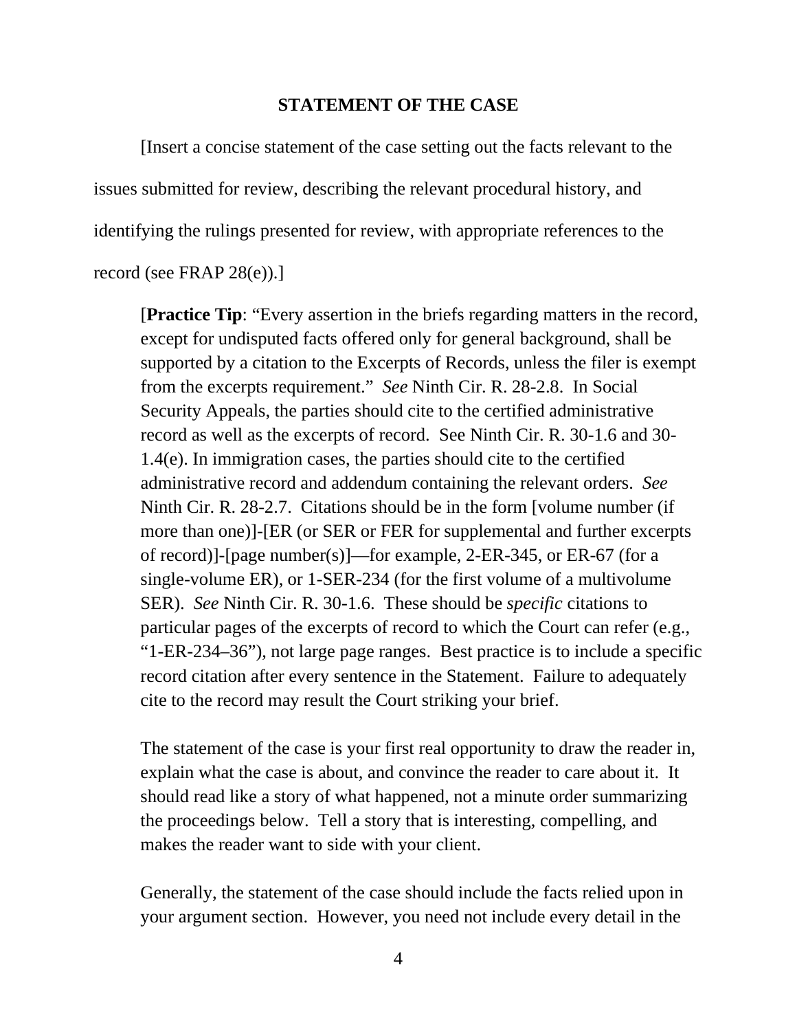## STATEMENT OF THE CASE

[Insert a concise statement of the case setting out the facts relevant to the issues submitted for review, describing the relevant procedural history, and identifying the rulings presented for review, with appropriate references to the record (see FRAP 28(e)).]

> [**Practice Tip**: "Every assertion in the briefs regarding matters in the record, except for undisputed facts offered only for general background, shall be supported by a citation to the Excerpts of Records, unless the filer is exempt from the excerpts requirement." *See* Ninth Cir. R. 28-2.8. In Social Security Appeals, the parties should cite to the certified administrative record as well as the excerpts of record. See Ninth Cir. R. 30-1.6 and 30-1.4(e). In immigration cases, the parties should cite to the certified administrative record and addendum containing the relevant orders. *See* Ninth Cir. R. 28-2.7. Citations should be in the form [volume number (if more than one)]-[ER (or SER or FER for supplemental and further excerpts of record)]-[page number(s)]—for example, 2-ER-345, or ER-67 (for a single-volume ER), or 1-SER-234 (for the first volume of a multivolume SER). *See* Ninth Cir. R. 30-1.6. These should be *specific* citations to particular pages of the excerpts of record to which the Court can refer (e.g., "1-ER-234–36"), not large page ranges. Best practice is to include a specific record citation after every sentence in the Statement. Failure to adequately cite to the record may result the Court striking your brief.
>
> The statement of the case is your first real opportunity to draw the reader in, explain what the case is about, and convince the reader to care about it. It should read like a story of what happened, not a minute order summarizing the proceedings below. Tell a story that is interesting, compelling, and makes the reader want to side with your client.
>
> Generally, the statement of the case should include the facts relied upon in your argument section. However, you need not include every detail in the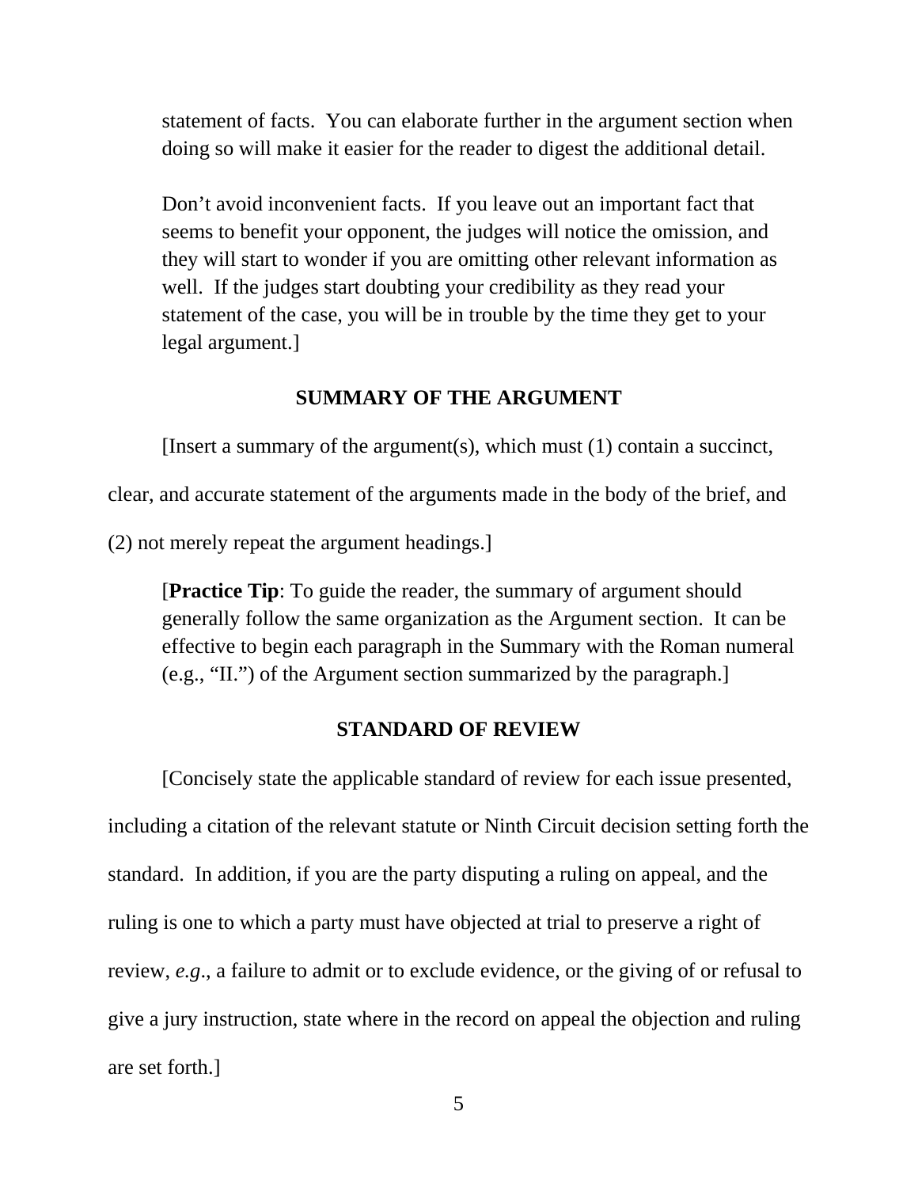statement of facts. You can elaborate further in the argument section when doing so will make it easier for the reader to digest the additional detail.

Don't avoid inconvenient facts. If you leave out an important fact that seems to benefit your opponent, the judges will notice the omission, and they will start to wonder if you are omitting other relevant information as well. If the judges start doubting your credibility as they read your statement of the case, you will be in trouble by the time they get to your legal argument.]

## SUMMARY OF THE ARGUMENT

[Insert a summary of the argument(s), which must (1) contain a succinct, clear, and accurate statement of the arguments made in the body of the brief, and (2) not merely repeat the argument headings.]

[**Practice Tip**: To guide the reader, the summary of argument should generally follow the same organization as the Argument section. It can be effective to begin each paragraph in the Summary with the Roman numeral (e.g., "II.") of the Argument section summarized by the paragraph.]

## STANDARD OF REVIEW

[Concisely state the applicable standard of review for each issue presented, including a citation of the relevant statute or Ninth Circuit decision setting forth the standard. In addition, if you are the party disputing a ruling on appeal, and the ruling is one to which a party must have objected at trial to preserve a right of review, *e.g*., a failure to admit or to exclude evidence, or the giving of or refusal to give a jury instruction, state where in the record on appeal the objection and ruling are set forth.]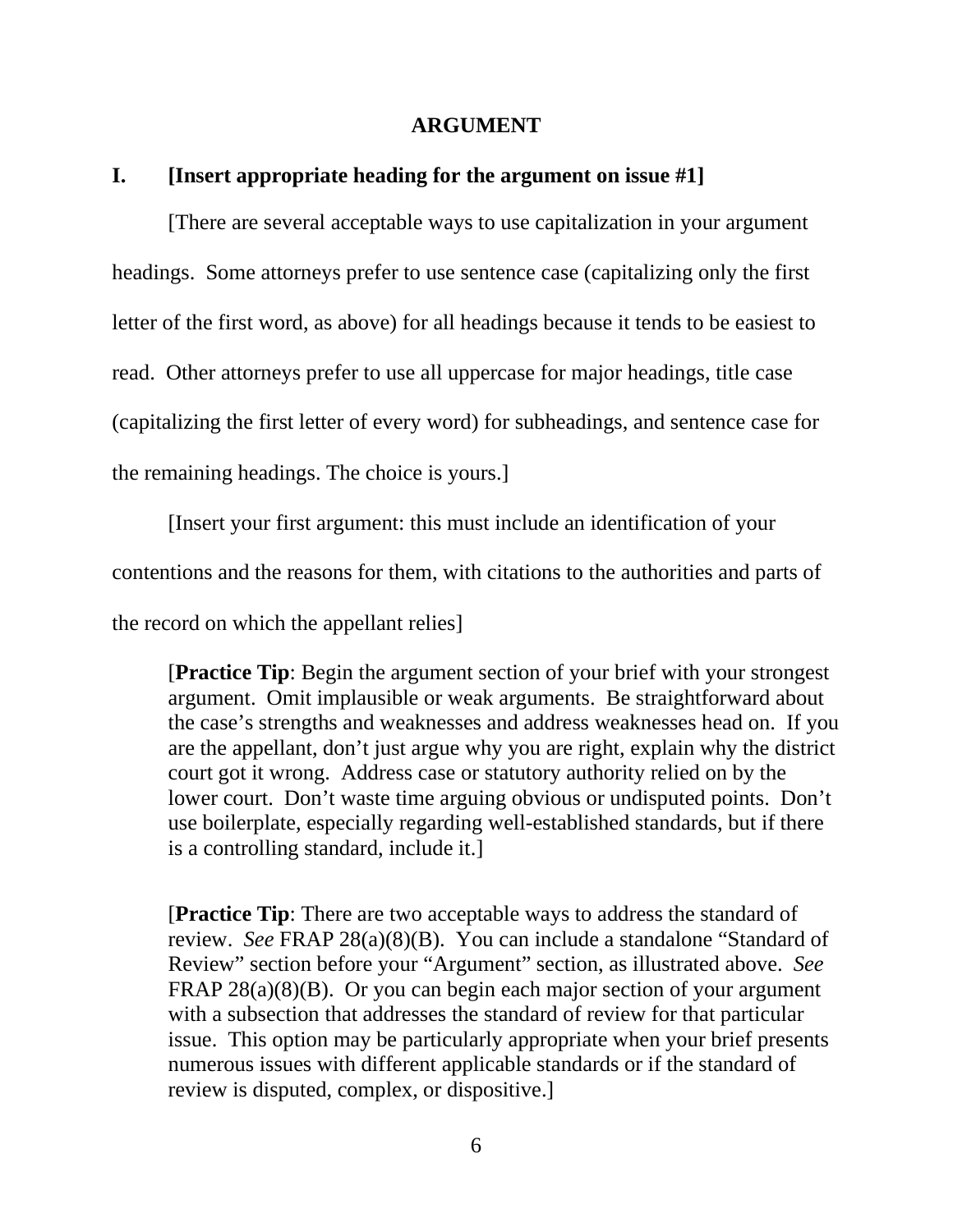## ARGUMENT

### I. [Insert appropriate heading for the argument on issue #1]

[There are several acceptable ways to use capitalization in your argument headings. Some attorneys prefer to use sentence case (capitalizing only the first letter of the first word, as above) for all headings because it tends to be easiest to read. Other attorneys prefer to use all uppercase for major headings, title case (capitalizing the first letter of every word) for subheadings, and sentence case for the remaining headings. The choice is yours.]

[Insert your first argument: this must include an identification of your contentions and the reasons for them, with citations to the authorities and parts of the record on which the appellant relies]

> [**Practice Tip**: Begin the argument section of your brief with your strongest argument. Omit implausible or weak arguments. Be straightforward about the case's strengths and weaknesses and address weaknesses head on. If you are the appellant, don't just argue why you are right, explain why the district court got it wrong. Address case or statutory authority relied on by the lower court. Don't waste time arguing obvious or undisputed points. Don't use boilerplate, especially regarding well-established standards, but if there is a controlling standard, include it.]

> [**Practice Tip**: There are two acceptable ways to address the standard of review. *See* FRAP 28(a)(8)(B). You can include a standalone "Standard of Review" section before your "Argument" section, as illustrated above. *See* FRAP 28(a)(8)(B). Or you can begin each major section of your argument with a subsection that addresses the standard of review for that particular issue. This option may be particularly appropriate when your brief presents numerous issues with different applicable standards or if the standard of review is disputed, complex, or dispositive.]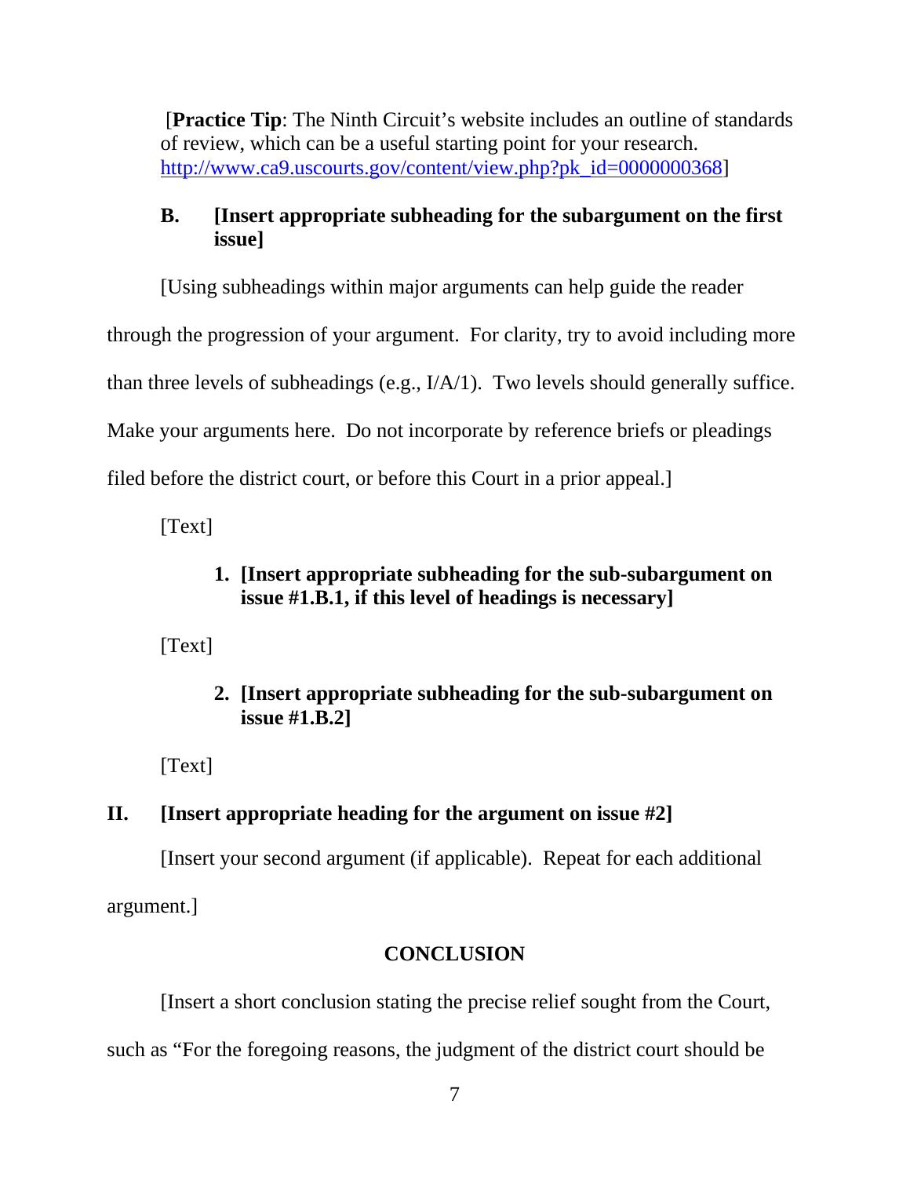[**Practice Tip**: The Ninth Circuit's website includes an outline of standards of review, which can be a useful starting point for your research. http://www.ca9.uscourts.gov/content/view.php?pk_id=0000000368]

### B. [Insert appropriate subheading for the subargument on the first issue]

[Using subheadings within major arguments can help guide the reader through the progression of your argument. For clarity, try to avoid including more than three levels of subheadings (e.g., I/A/1). Two levels should generally suffice. Make your arguments here. Do not incorporate by reference briefs or pleadings filed before the district court, or before this Court in a prior appeal.]

[Text]

#### 1. [Insert appropriate subheading for the sub-subargument on issue #1.B.1, if this level of headings is necessary]

[Text]

#### 2. [Insert appropriate subheading for the sub-subargument on issue #1.B.2]

[Text]

## II. [Insert appropriate heading for the argument on issue #2]

[Insert your second argument (if applicable). Repeat for each additional argument.]

## CONCLUSION

[Insert a short conclusion stating the precise relief sought from the Court, such as "For the foregoing reasons, the judgment of the district court should be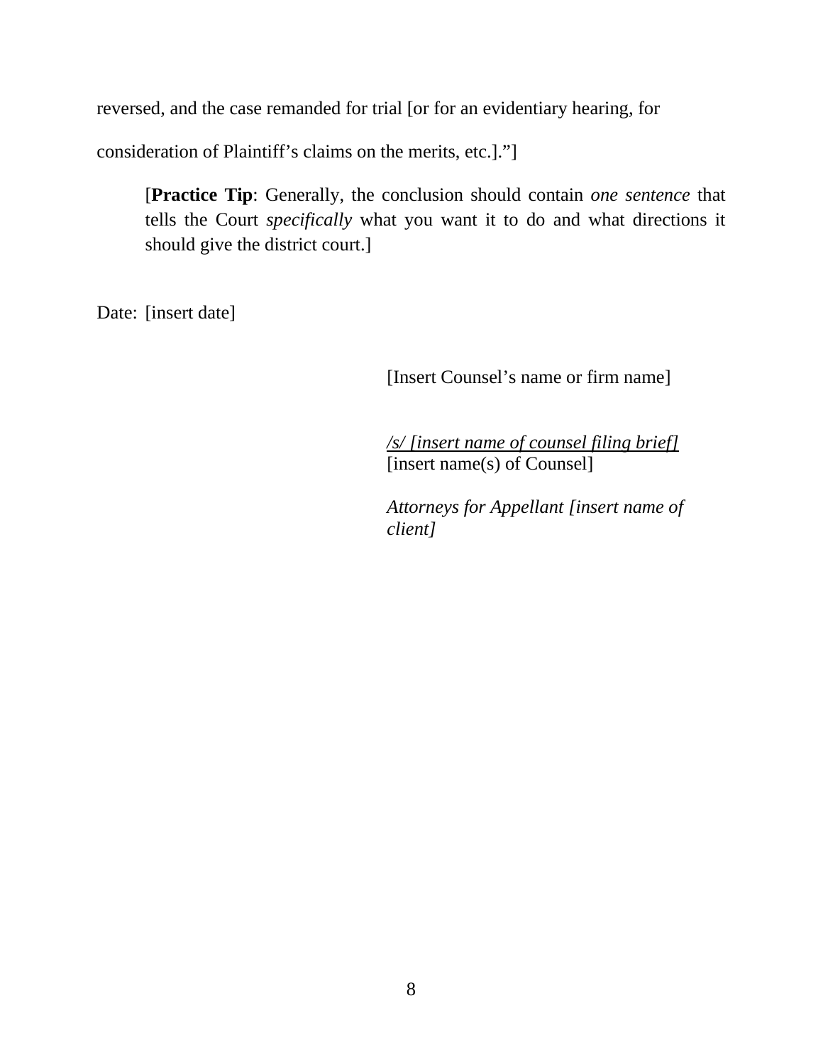reversed, and the case remanded for trial [or for an evidentiary hearing, for consideration of Plaintiff's claims on the merits, etc.]."]

> [**Practice Tip**: Generally, the conclusion should contain *one sentence* that tells the Court *specifically* what you want it to do and what directions it should give the district court.]

Date: [insert date]

[Insert Counsel's name or firm name]

*/s/ [insert name of counsel filing brief]*
[insert name(s) of Counsel]

*Attorneys for Appellant [insert name of client]*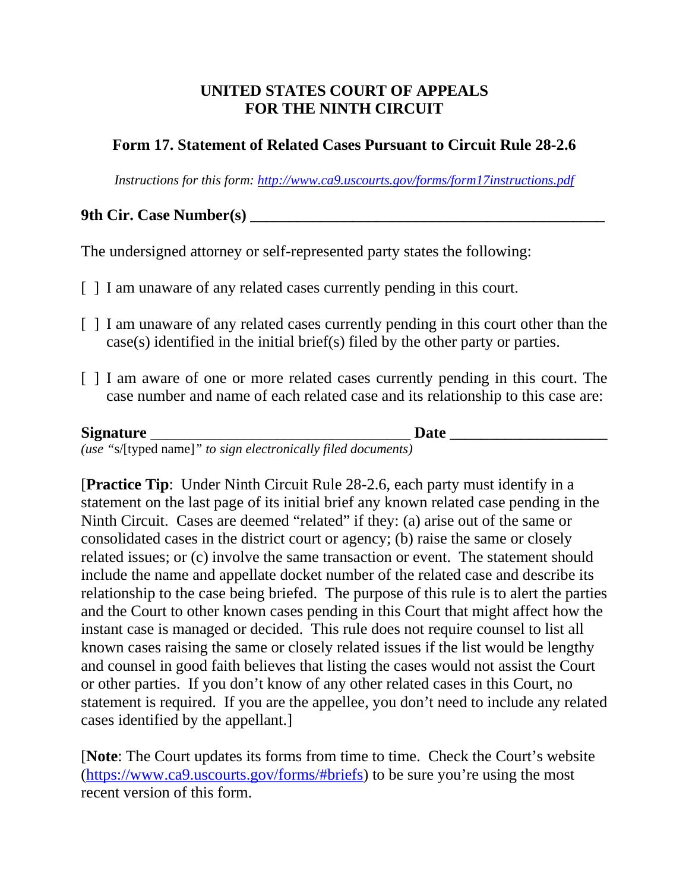**UNITED STATES COURT OF APPEALS**
**FOR THE NINTH CIRCUIT**

## Form 17. Statement of Related Cases Pursuant to Circuit Rule 28-2.6

*Instructions for this form: [http://www.ca9.uscourts.gov/forms/form17instructions.pdf](http://www.ca9.uscourts.gov/forms/form17instructions.pdf)*

**9th Cir. Case Number(s)** ______________________________________________

The undersigned attorney or self-represented party states the following:

[ ] I am unaware of any related cases currently pending in this court.

[ ] I am unaware of any related cases currently pending in this court other than the case(s) identified in the initial brief(s) filed by the other party or parties.

[ ] I am aware of one or more related cases currently pending in this court. The case number and name of each related case and its relationship to this case are:

**Signature** _________________________________ **Date** ___________________
*(use* "s/[typed name]" *to sign electronically filed documents)*

[**Practice Tip**: Under Ninth Circuit Rule 28-2.6, each party must identify in a statement on the last page of its initial brief any known related case pending in the Ninth Circuit. Cases are deemed "related" if they: (a) arise out of the same or consolidated cases in the district court or agency; (b) raise the same or closely related issues; or (c) involve the same transaction or event. The statement should include the name and appellate docket number of the related case and describe its relationship to the case being briefed. The purpose of this rule is to alert the parties and the Court to other known cases pending in this Court that might affect how the instant case is managed or decided. This rule does not require counsel to list all known cases raising the same or closely related issues if the list would be lengthy and counsel in good faith believes that listing the cases would not assist the Court or other parties. If you don't know of any other related cases in this Court, no statement is required. If you are the appellee, you don't need to include any related cases identified by the appellant.]

[**Note**: The Court updates its forms from time to time. Check the Court's website ([https://www.ca9.uscourts.gov/forms/#briefs](https://www.ca9.uscourts.gov/forms/#briefs)) to be sure you're using the most recent version of this form.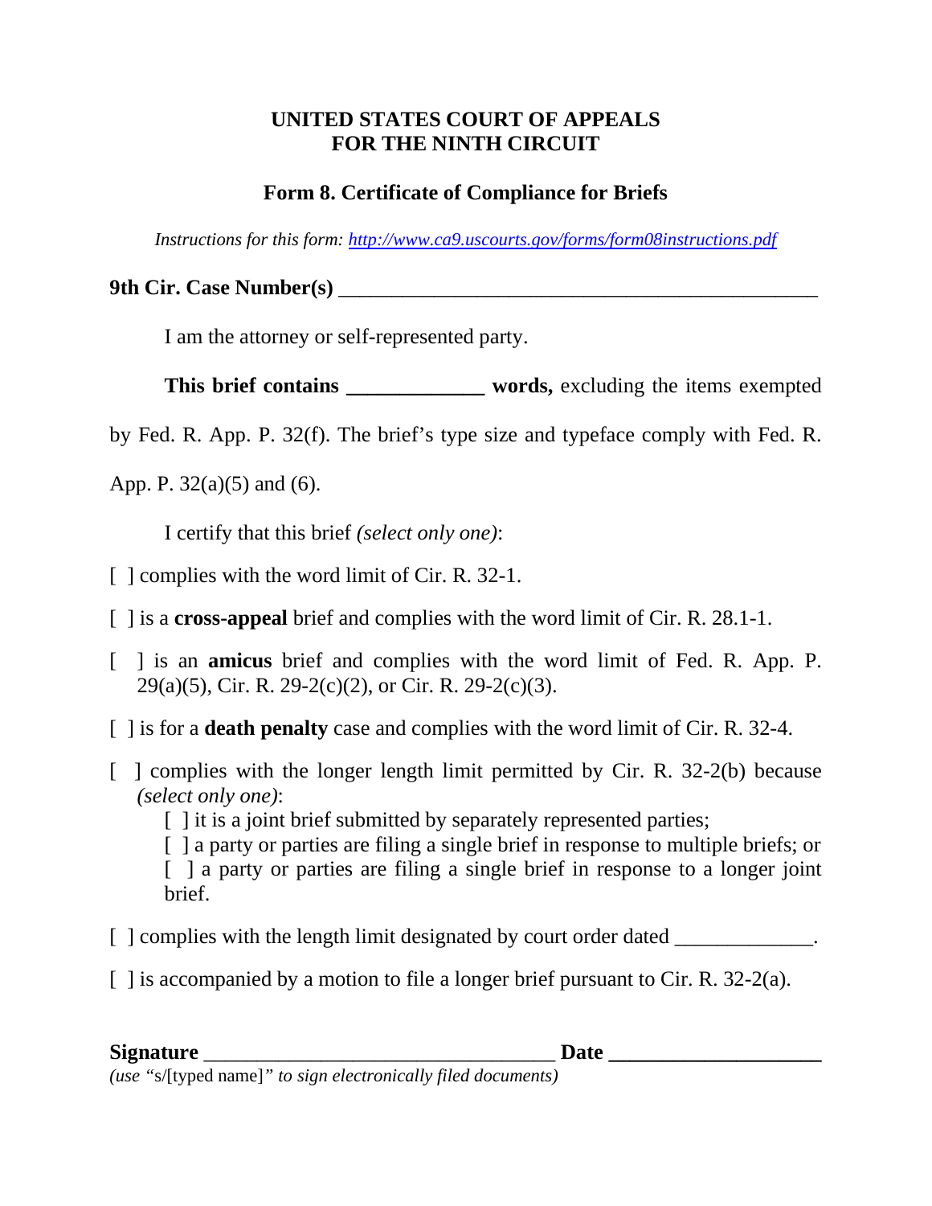**UNITED STATES COURT OF APPEALS**
**FOR THE NINTH CIRCUIT**

## Form 8. Certificate of Compliance for Briefs

*Instructions for this form: [http://www.ca9.uscourts.gov/forms/form08instructions.pdf](http://www.ca9.uscourts.gov/forms/form08instructions.pdf)*

**9th Cir. Case Number(s)** _______________________________________________

I am the attorney or self-represented party.

**This brief contains _____________ words,** excluding the items exempted by Fed. R. App. P. 32(f). The brief's type size and typeface comply with Fed. R. App. P. 32(a)(5) and (6).

I certify that this brief *(select only one)*:

[ ] complies with the word limit of Cir. R. 32-1.

[ ] is a **cross-appeal** brief and complies with the word limit of Cir. R. 28.1-1.

[ ] is an **amicus** brief and complies with the word limit of Fed. R. App. P. 29(a)(5), Cir. R. 29-2(c)(2), or Cir. R. 29-2(c)(3).

[ ] is for a **death penalty** case and complies with the word limit of Cir. R. 32-4.

[ ] complies with the longer length limit permitted by Cir. R. 32-2(b) because *(select only one)*:
  [ ] it is a joint brief submitted by separately represented parties;
  [ ] a party or parties are filing a single brief in response to multiple briefs; or
  [ ] a party or parties are filing a single brief in response to a longer joint brief.

[ ] complies with the length limit designated by court order dated _____________.

[ ] is accompanied by a motion to file a longer brief pursuant to Cir. R. 32-2(a).

**Signature** _________________________________ **Date** ___________________
*(use* "s/[typed name]" *to sign electronically filed documents)*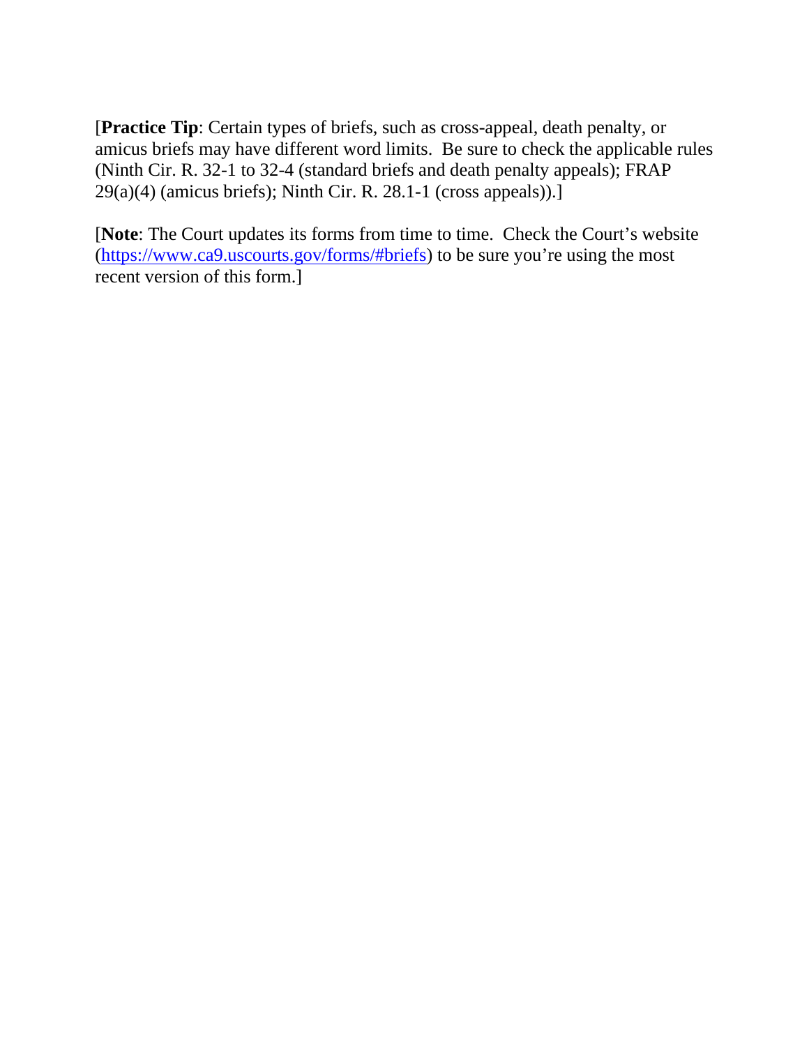[**Practice Tip**: Certain types of briefs, such as cross-appeal, death penalty, or amicus briefs may have different word limits. Be sure to check the applicable rules (Ninth Cir. R. 32-1 to 32-4 (standard briefs and death penalty appeals); FRAP 29(a)(4) (amicus briefs); Ninth Cir. R. 28.1-1 (cross appeals)).]

[**Note**: The Court updates its forms from time to time. Check the Court's website (https://www.ca9.uscourts.gov/forms/#briefs) to be sure you're using the most recent version of this form.]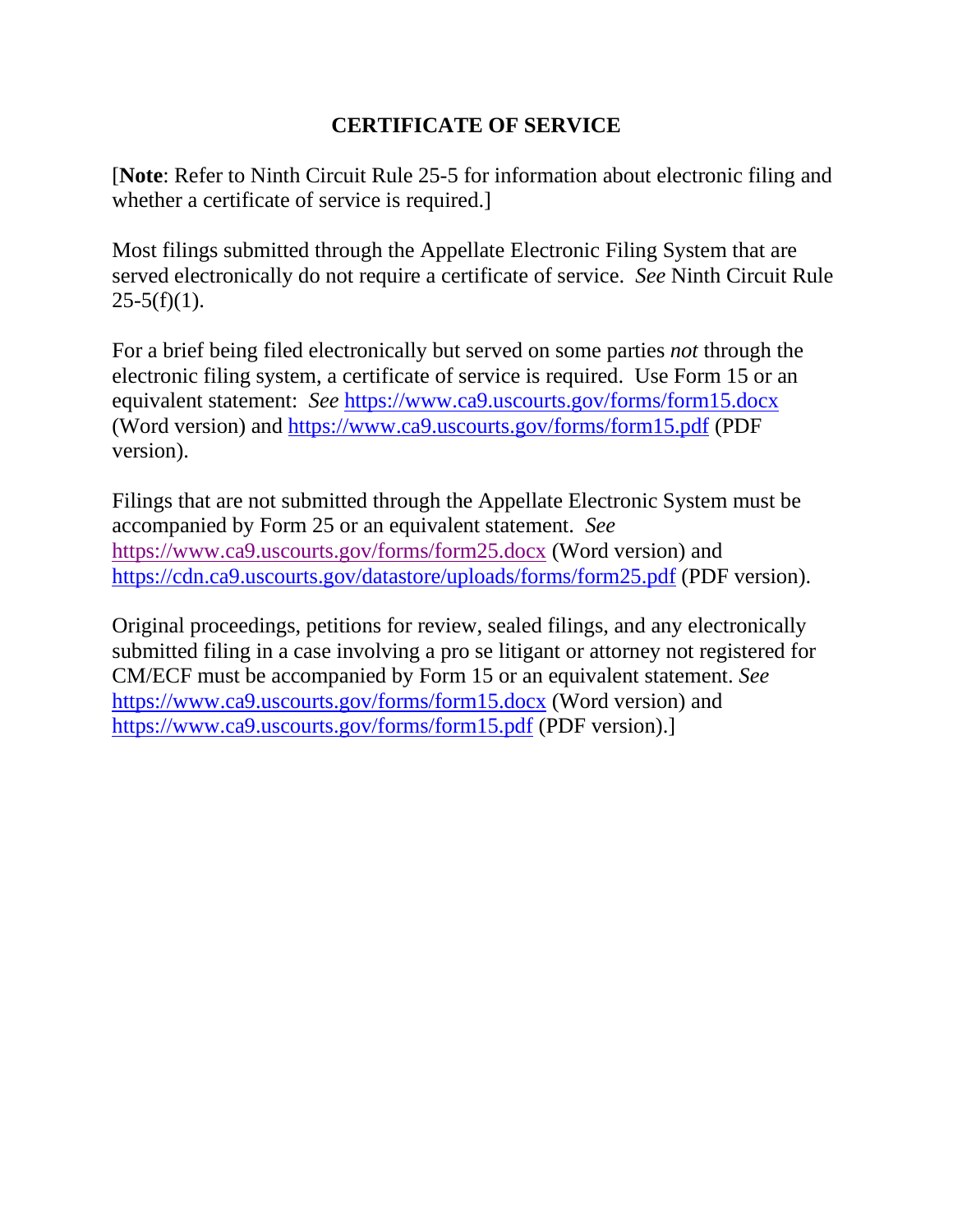## CERTIFICATE OF SERVICE

[**Note**: Refer to Ninth Circuit Rule 25-5 for information about electronic filing and whether a certificate of service is required.]

Most filings submitted through the Appellate Electronic Filing System that are served electronically do not require a certificate of service. *See* Ninth Circuit Rule 25-5(f)(1).

For a brief being filed electronically but served on some parties *not* through the electronic filing system, a certificate of service is required. Use Form 15 or an equivalent statement: *See* https://www.ca9.uscourts.gov/forms/form15.docx (Word version) and https://www.ca9.uscourts.gov/forms/form15.pdf (PDF version).

Filings that are not submitted through the Appellate Electronic System must be accompanied by Form 25 or an equivalent statement. *See* https://www.ca9.uscourts.gov/forms/form25.docx (Word version) and https://cdn.ca9.uscourts.gov/datastore/uploads/forms/form25.pdf (PDF version).

Original proceedings, petitions for review, sealed filings, and any electronically submitted filing in a case involving a pro se litigant or attorney not registered for CM/ECF must be accompanied by Form 15 or an equivalent statement. *See* https://www.ca9.uscourts.gov/forms/form15.docx (Word version) and https://www.ca9.uscourts.gov/forms/form15.pdf (PDF version).]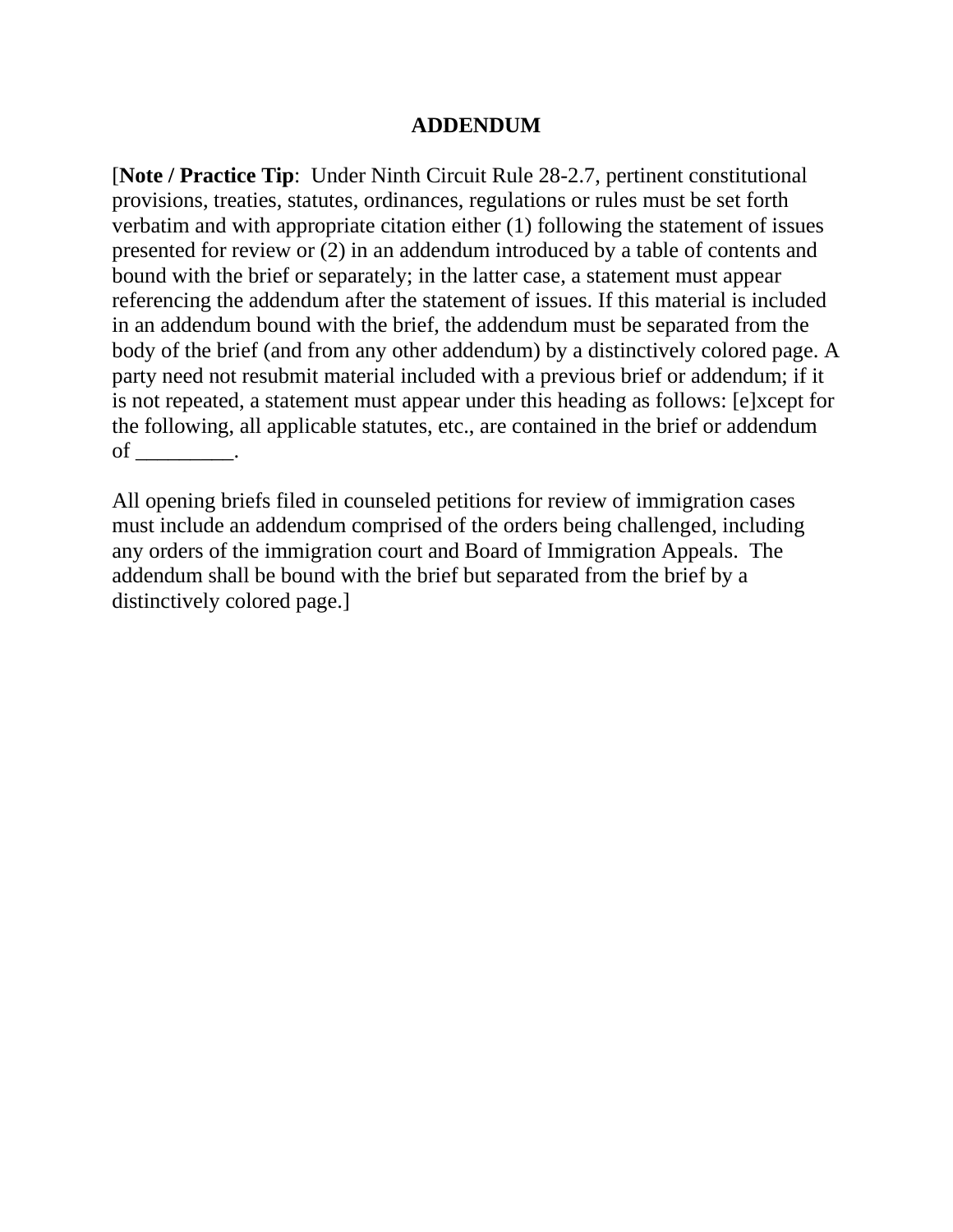**ADDENDUM**

[**Note / Practice Tip**: Under Ninth Circuit Rule 28-2.7, pertinent constitutional provisions, treaties, statutes, ordinances, regulations or rules must be set forth verbatim and with appropriate citation either (1) following the statement of issues presented for review or (2) in an addendum introduced by a table of contents and bound with the brief or separately; in the latter case, a statement must appear referencing the addendum after the statement of issues. If this material is included in an addendum bound with the brief, the addendum must be separated from the body of the brief (and from any other addendum) by a distinctively colored page. A party need not resubmit material included with a previous brief or addendum; if it is not repeated, a statement must appear under this heading as follows: [e]xcept for the following, all applicable statutes, etc., are contained in the brief or addendum of _________.

All opening briefs filed in counseled petitions for review of immigration cases must include an addendum comprised of the orders being challenged, including any orders of the immigration court and Board of Immigration Appeals. The addendum shall be bound with the brief but separated from the brief by a distinctively colored page.]